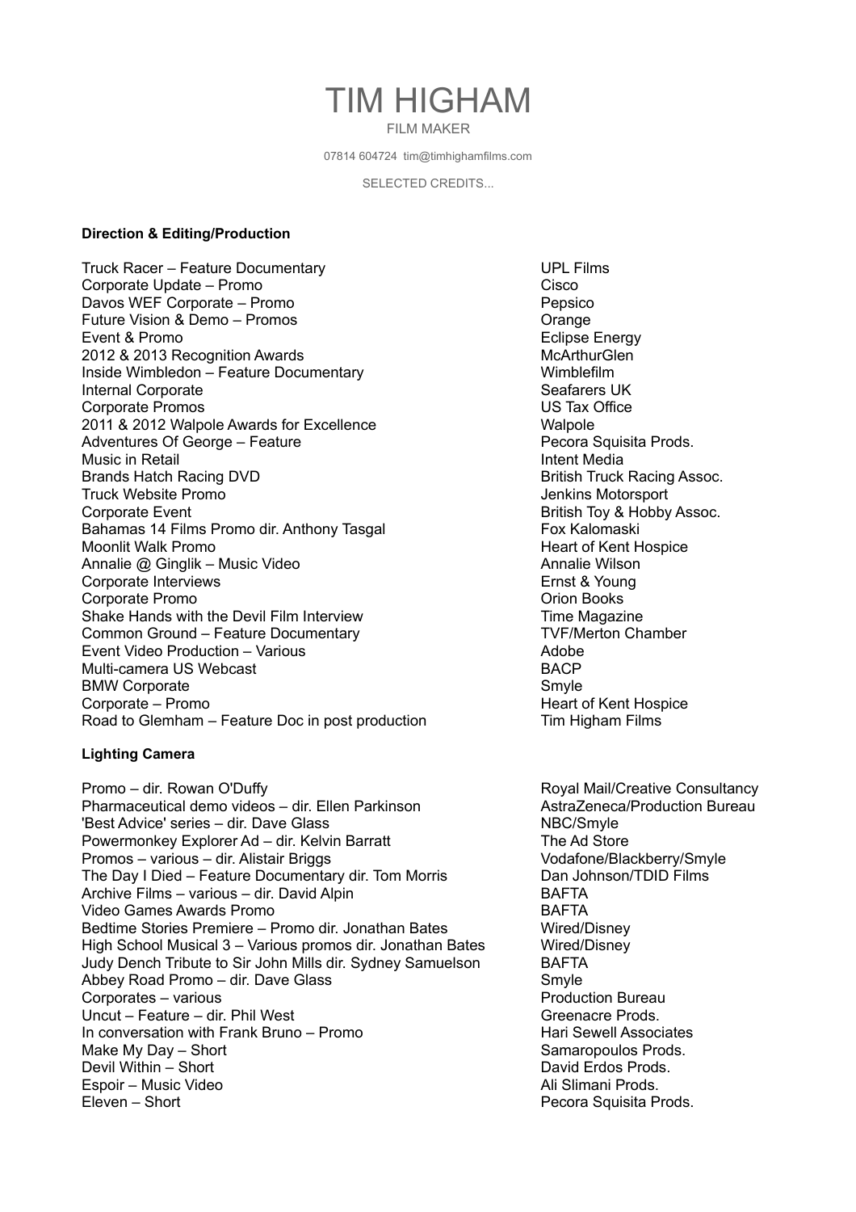# TIM HIGHAM

FILM MAKER

07814 604724 tim@timhighamfilms.com

SELECTED CREDITS...

**Direction & Editing/Production**

| | |
|---|---|
| Truck Racer – Feature Documentary | UPL Films |
| Corporate Update – Promo | Cisco |
| Davos WEF Corporate – Promo | Pepsico |
| Future Vision & Demo – Promos | Orange |
| Event & Promo | Eclipse Energy |
| 2012 & 2013 Recognition Awards | McArthurGlen |
| Inside Wimbledon – Feature Documentary | Wimblefilm |
| Internal Corporate | Seafarers UK |
| Corporate Promos | US Tax Office |
| 2011 & 2012 Walpole Awards for Excellence | Walpole |
| Adventures Of George – Feature | Pecora Squisita Prods. |
| Music in Retail | Intent Media |
| Brands Hatch Racing DVD | British Truck Racing Assoc. |
| Truck Website Promo | Jenkins Motorsport |
| Corporate Event | British Toy & Hobby Assoc. |
| Bahamas 14 Films Promo dir. Anthony Tasgal | Fox Kalomaski |
| Moonlit Walk Promo | Heart of Kent Hospice |
| Annalie @ Ginglik – Music Video | Annalie Wilson |
| Corporate Interviews | Ernst & Young |
| Corporate Promo | Orion Books |
| Shake Hands with the Devil Film Interview | Time Magazine |
| Common Ground – Feature Documentary | TVF/Merton Chamber |
| Event Video Production – Various | Adobe |
| Multi-camera US Webcast | BACP |
| BMW Corporate | Smyle |
| Corporate – Promo | Heart of Kent Hospice |
| Road to Glemham – Feature Doc in post production | Tim Higham Films |

**Lighting Camera**

| | |
|---|---|
| Promo – dir. Rowan O'Duffy | Royal Mail/Creative Consultancy |
| Pharmaceutical demo videos – dir. Ellen Parkinson | AstraZeneca/Production Bureau |
| 'Best Advice' series – dir. Dave Glass | NBC/Smyle |
| Powermonkey Explorer Ad – dir. Kelvin Barratt | The Ad Store |
| Promos – various – dir. Alistair Briggs | Vodafone/Blackberry/Smyle |
| The Day I Died – Feature Documentary dir. Tom Morris | Dan Johnson/TDID Films |
| Archive Films – various – dir. David Alpin | BAFTA |
| Video Games Awards Promo | BAFTA |
| Bedtime Stories Premiere – Promo dir. Jonathan Bates | Wired/Disney |
| High School Musical 3 – Various promos dir. Jonathan Bates | Wired/Disney |
| Judy Dench Tribute to Sir John Mills dir. Sydney Samuelson | BAFTA |
| Abbey Road Promo – dir. Dave Glass | Smyle |
| Corporates – various | Production Bureau |
| Uncut – Feature – dir. Phil West | Greenacre Prods. |
| In conversation with Frank Bruno – Promo | Hari Sewell Associates |
| Make My Day – Short | Samaropoulos Prods. |
| Devil Within – Short | David Erdos Prods. |
| Espoir – Music Video | Ali Slimani Prods. |
| Eleven – Short | Pecora Squisita Prods. |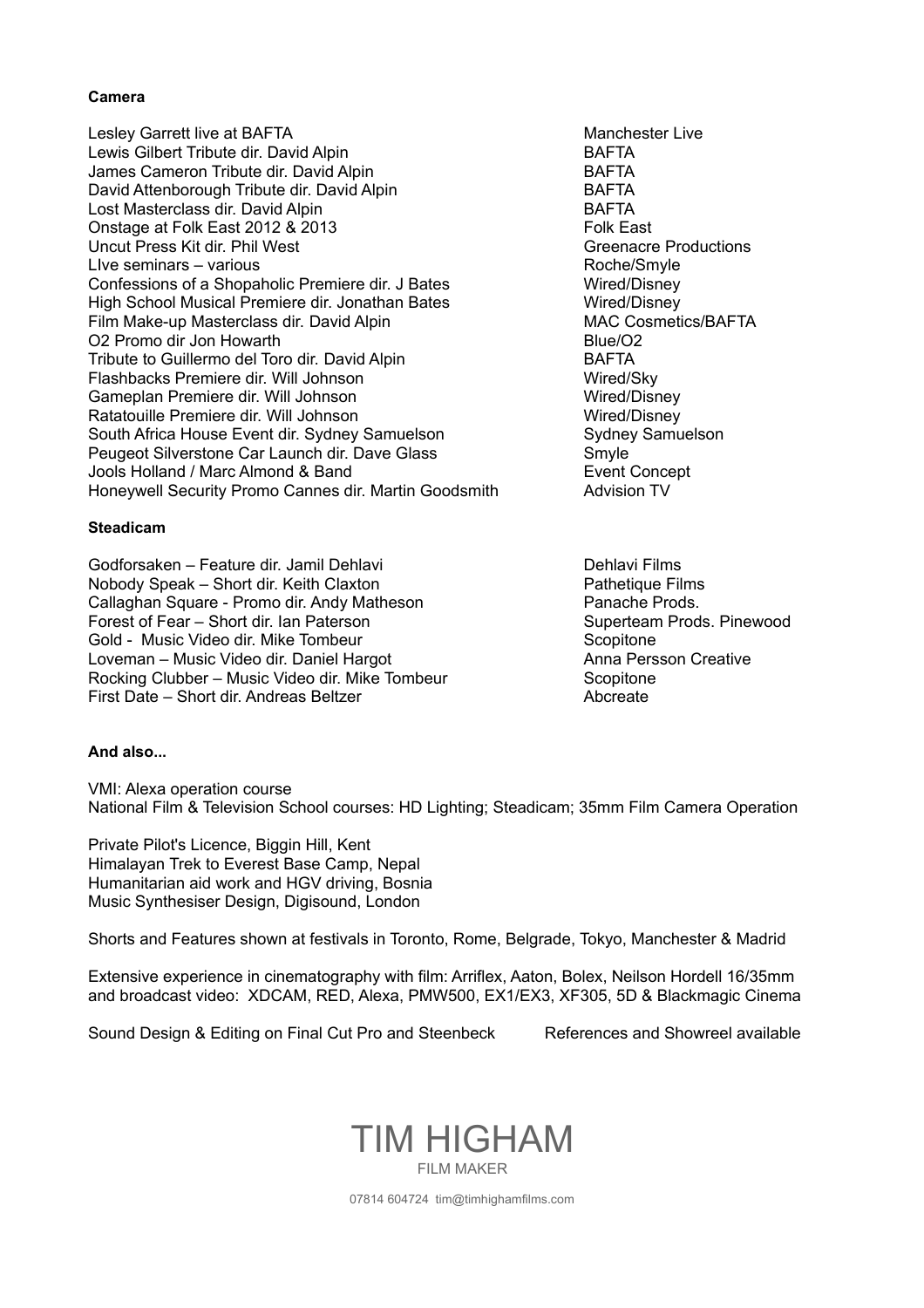**Camera**

| | |
|---|---|
| Lesley Garrett live at BAFTA | Manchester Live |
| Lewis Gilbert Tribute dir. David Alpin | BAFTA |
| James Cameron Tribute dir. David Alpin | BAFTA |
| David Attenborough Tribute dir. David Alpin | BAFTA |
| Lost Masterclass dir. David Alpin | BAFTA |
| Onstage at Folk East 2012 & 2013 | Folk East |
| Uncut Press Kit dir. Phil West | Greenacre Productions |
| LIve seminars – various | Roche/Smyle |
| Confessions of a Shopaholic Premiere dir. J Bates | Wired/Disney |
| High School Musical Premiere dir. Jonathan Bates | Wired/Disney |
| Film Make-up Masterclass dir. David Alpin | MAC Cosmetics/BAFTA |
| O2 Promo dir Jon Howarth | Blue/O2 |
| Tribute to Guillermo del Toro dir. David Alpin | BAFTA |
| Flashbacks Premiere dir. Will Johnson | Wired/Sky |
| Gameplan Premiere dir. Will Johnson | Wired/Disney |
| Ratatouille Premiere dir. Will Johnson | Wired/Disney |
| South Africa House Event dir. Sydney Samuelson | Sydney Samuelson |
| Peugeot Silverstone Car Launch dir. Dave Glass | Smyle |
| Jools Holland / Marc Almond & Band | Event Concept |
| Honeywell Security Promo Cannes dir. Martin Goodsmith | Advision TV |

**Steadicam**

| | |
|---|---|
| Godforsaken – Feature dir. Jamil Dehlavi | Dehlavi Films |
| Nobody Speak – Short dir. Keith Claxton | Pathetique Films |
| Callaghan Square - Promo dir. Andy Matheson | Panache Prods. |
| Forest of Fear – Short dir. Ian Paterson | Superteam Prods. Pinewood |
| Gold - Music Video dir. Mike Tombeur | Scopitone |
| Loveman – Music Video dir. Daniel Hargot | Anna Persson Creative |
| Rocking Clubber – Music Video dir. Mike Tombeur | Scopitone |
| First Date – Short dir. Andreas Beltzer | Abcreate |

**And also...**

VMI: Alexa operation course
National Film & Television School courses: HD Lighting; Steadicam; 35mm Film Camera Operation

Private Pilot's Licence, Biggin Hill, Kent
Himalayan Trek to Everest Base Camp, Nepal
Humanitarian aid work and HGV driving, Bosnia
Music Synthesiser Design, Digisound, London

Shorts and Features shown at festivals in Toronto, Rome, Belgrade, Tokyo, Manchester & Madrid

Extensive experience in cinematography with film: Arriflex, Aaton, Bolex, Neilson Hordell 16/35mm and broadcast video: XDCAM, RED, Alexa, PMW500, EX1/EX3, XF305, 5D & Blackmagic Cinema

Sound Design & Editing on Final Cut Pro and Steenbeck References and Showreel available

# TIM HIGHAM

FILM MAKER

07814 604724 tim@timhighamfilms.com